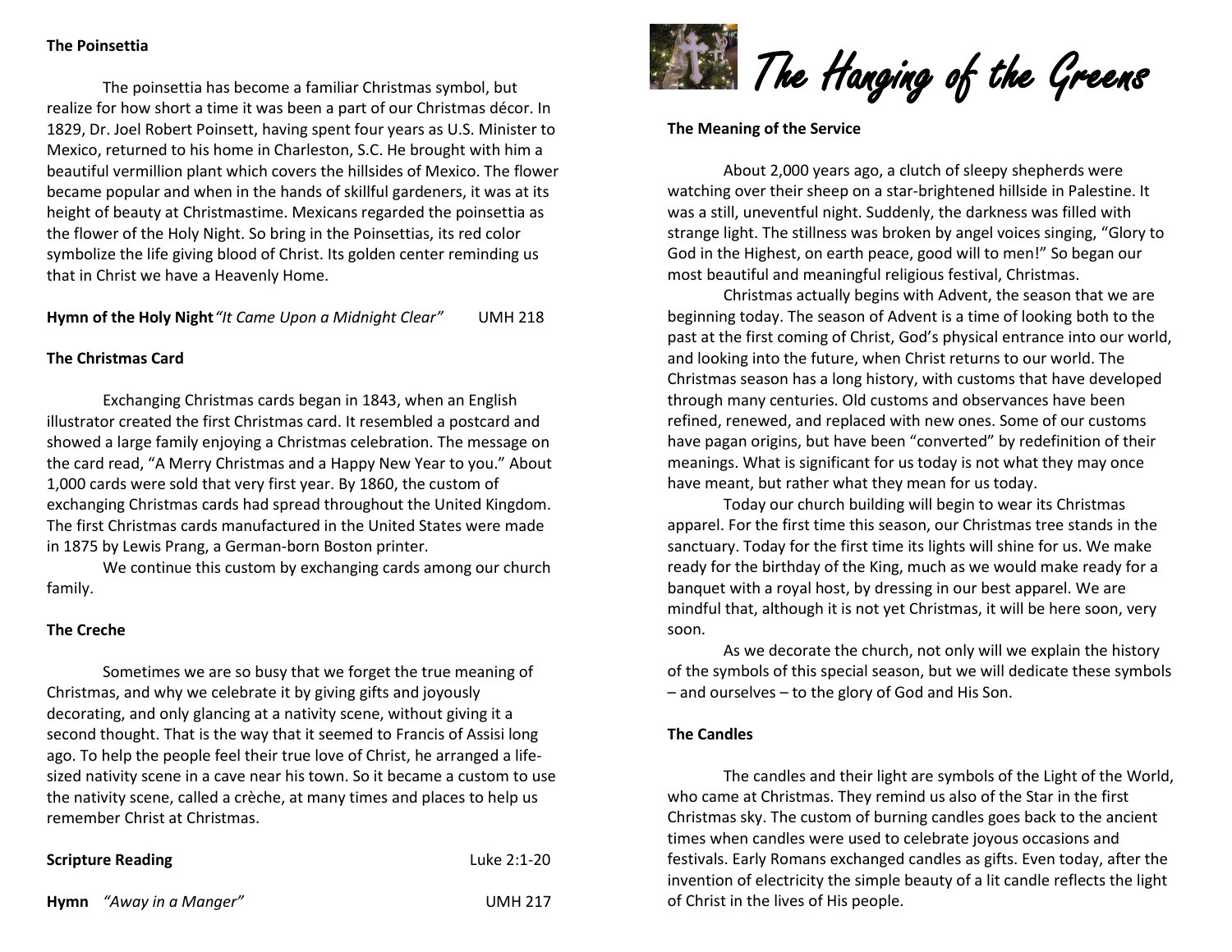**The Poinsettia**

The poinsettia has become a familiar Christmas symbol, but realize for how short a time it was been a part of our Christmas décor. In 1829, Dr. Joel Robert Poinsett, having spent four years as U.S. Minister to Mexico, returned to his home in Charleston, S.C. He brought with him a beautiful vermillion plant which covers the hillsides of Mexico. The flower became popular and when in the hands of skillful gardeners, it was at its height of beauty at Christmastime. Mexicans regarded the poinsettia as the flower of the Holy Night. So bring in the Poinsettias, its red color symbolize the life giving blood of Christ. Its golden center reminding us that in Christ we have a Heavenly Home.

**Hymn of the Holy Night** *"It Came Upon a Midnight Clear"* UMH 218

**The Christmas Card**

Exchanging Christmas cards began in 1843, when an English illustrator created the first Christmas card. It resembled a postcard and showed a large family enjoying a Christmas celebration. The message on the card read, "A Merry Christmas and a Happy New Year to you." About 1,000 cards were sold that very first year. By 1860, the custom of exchanging Christmas cards had spread throughout the United Kingdom. The first Christmas cards manufactured in the United States were made in 1875 by Lewis Prang, a German-born Boston printer.

We continue this custom by exchanging cards among our church family.

**The Creche**

Sometimes we are so busy that we forget the true meaning of Christmas, and why we celebrate it by giving gifts and joyously decorating, and only glancing at a nativity scene, without giving it a second thought. That is the way that it seemed to Francis of Assisi long ago. To help the people feel their true love of Christ, he arranged a life-sized nativity scene in a cave near his town. So it became a custom to use the nativity scene, called a crèche, at many times and places to help us remember Christ at Christmas.

**Scripture Reading** Luke 2:1-20

**Hymn** *"Away in a Manger"* UMH 217

# *The Hanging of the Greens*

**The Meaning of the Service**

About 2,000 years ago, a clutch of sleepy shepherds were watching over their sheep on a star-brightened hillside in Palestine. It was a still, uneventful night. Suddenly, the darkness was filled with strange light. The stillness was broken by angel voices singing, "Glory to God in the Highest, on earth peace, good will to men!" So began our most beautiful and meaningful religious festival, Christmas.

Christmas actually begins with Advent, the season that we are beginning today. The season of Advent is a time of looking both to the past at the first coming of Christ, God's physical entrance into our world, and looking into the future, when Christ returns to our world. The Christmas season has a long history, with customs that have developed through many centuries. Old customs and observances have been refined, renewed, and replaced with new ones. Some of our customs have pagan origins, but have been "converted" by redefinition of their meanings. What is significant for us today is not what they may once have meant, but rather what they mean for us today.

Today our church building will begin to wear its Christmas apparel. For the first time this season, our Christmas tree stands in the sanctuary. Today for the first time its lights will shine for us. We make ready for the birthday of the King, much as we would make ready for a banquet with a royal host, by dressing in our best apparel. We are mindful that, although it is not yet Christmas, it will be here soon, very soon.

As we decorate the church, not only will we explain the history of the symbols of this special season, but we will dedicate these symbols – and ourselves – to the glory of God and His Son.

**The Candles**

The candles and their light are symbols of the Light of the World, who came at Christmas. They remind us also of the Star in the first Christmas sky. The custom of burning candles goes back to the ancient times when candles were used to celebrate joyous occasions and festivals. Early Romans exchanged candles as gifts. Even today, after the invention of electricity the simple beauty of a lit candle reflects the light of Christ in the lives of His people.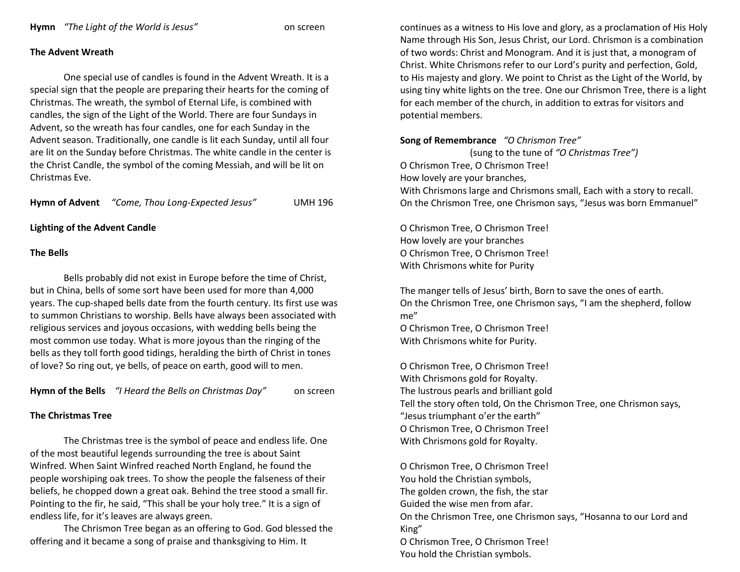**Hymn** *"The Light of the World is Jesus"* on screen

**The Advent Wreath**

One special use of candles is found in the Advent Wreath. It is a special sign that the people are preparing their hearts for the coming of Christmas. The wreath, the symbol of Eternal Life, is combined with candles, the sign of the Light of the World. There are four Sundays in Advent, so the wreath has four candles, one for each Sunday in the Advent season. Traditionally, one candle is lit each Sunday, until all four are lit on the Sunday before Christmas. The white candle in the center is the Christ Candle, the symbol of the coming Messiah, and will be lit on Christmas Eve.

**Hymn of Advent** *"Come, Thou Long-Expected Jesus"* UMH 196

**Lighting of the Advent Candle**

**The Bells**

Bells probably did not exist in Europe before the time of Christ, but in China, bells of some sort have been used for more than 4,000 years. The cup-shaped bells date from the fourth century. Its first use was to summon Christians to worship. Bells have always been associated with religious services and joyous occasions, with wedding bells being the most common use today. What is more joyous than the ringing of the bells as they toll forth good tidings, heralding the birth of Christ in tones of love? So ring out, ye bells, of peace on earth, good will to men.

**Hymn of the Bells** *"I Heard the Bells on Christmas Day"* on screen

**The Christmas Tree**

The Christmas tree is the symbol of peace and endless life. One of the most beautiful legends surrounding the tree is about Saint Winfred. When Saint Winfred reached North England, he found the people worshiping oak trees. To show the people the falseness of their beliefs, he chopped down a great oak. Behind the tree stood a small fir. Pointing to the fir, he said, "This shall be your holy tree." It is a sign of endless life, for it's leaves are always green.

The Chrismon Tree began as an offering to God. God blessed the offering and it became a song of praise and thanksgiving to Him. It continues as a witness to His love and glory, as a proclamation of His Holy Name through His Son, Jesus Christ, our Lord. Chrismon is a combination of two words: Christ and Monogram. And it is just that, a monogram of Christ. White Chrismons refer to our Lord's purity and perfection, Gold, to His majesty and glory. We point to Christ as the Light of the World, by using tiny white lights on the tree. One our Chrismon Tree, there is a light for each member of the church, in addition to extras for visitors and potential members.

**Song of Remembrance** *"O Chrismon Tree"*
(sung to the tune of *"O Christmas Tree")*

O Chrismon Tree, O Chrismon Tree!
How lovely are your branches,
With Chrismons large and Chrismons small, Each with a story to recall.
On the Chrismon Tree, one Chrismon says, "Jesus was born Emmanuel"

O Chrismon Tree, O Chrismon Tree!
How lovely are your branches
O Chrismon Tree, O Chrismon Tree!
With Chrismons white for Purity

The manger tells of Jesus' birth, Born to save the ones of earth.
On the Chrismon Tree, one Chrismon says, "I am the shepherd, follow me"
O Chrismon Tree, O Chrismon Tree!
With Chrismons white for Purity.

O Chrismon Tree, O Chrismon Tree!
With Chrismons gold for Royalty.
The lustrous pearls and brilliant gold
Tell the story often told, On the Chrismon Tree, one Chrismon says, "Jesus triumphant o'er the earth"
O Chrismon Tree, O Chrismon Tree!
With Chrismons gold for Royalty.

O Chrismon Tree, O Chrismon Tree!
You hold the Christian symbols,
The golden crown, the fish, the star
Guided the wise men from afar.
On the Chrismon Tree, one Chrismon says, "Hosanna to our Lord and King"
O Chrismon Tree, O Chrismon Tree!
You hold the Christian symbols.